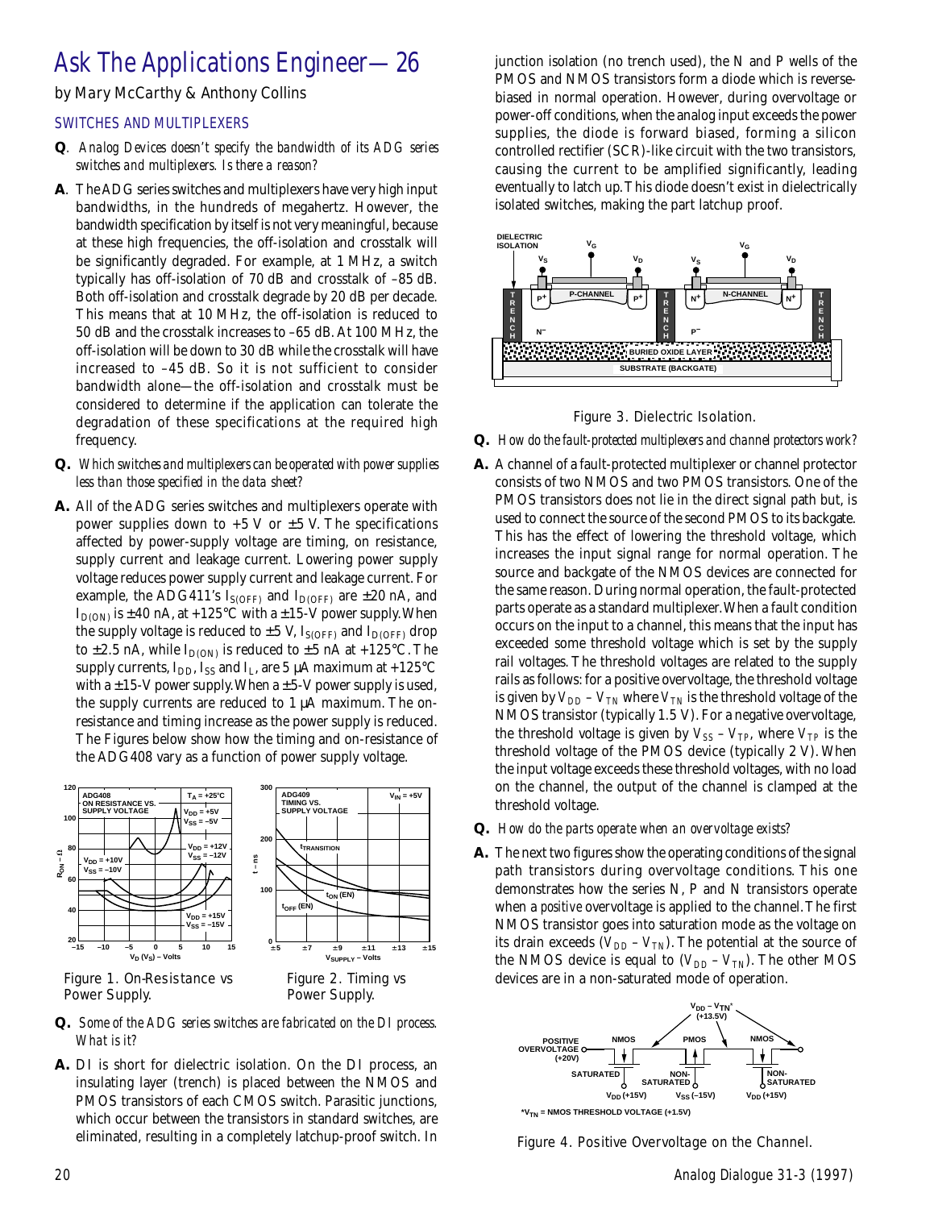# Ask The Applications Engineer—26

by Mary McCarthy & Anthony Collins

## SWITCHES AND MULTIPLEXERS

**Q**. *Analog Devices doesn't specify the bandwidth of its ADG series switches and multiplexers. Is there a reason?*

**A**. The ADG series switches and multiplexers have very high input bandwidths, in the hundreds of megahertz. However, the bandwidth specification by itself is not very meaningful, because at these high frequencies, the off-isolation and crosstalk will be significantly degraded. For example, at 1 MHz, a switch typically has off-isolation of 70 dB and crosstalk of –85 dB. Both off-isolation and crosstalk degrade by 20 dB per decade. This means that at 10 MHz, the off-isolation is reduced to 50 dB and the crosstalk increases to –65 dB. At 100 MHz, the off-isolation will be down to 30 dB while the crosstalk will have increased to –45 dB. So it is not sufficient to consider bandwidth alone—the off-isolation and crosstalk must be considered to determine if the application can tolerate the degradation of these specifications at the required high frequency.

**Q.** *Which switches and multiplexers can be operated with power supplies less than those specified in the data sheet?*

**A.** All of the ADG series switches and multiplexers operate with power supplies down to +5 V or ±5 V. The specifications affected by power-supply voltage are timing, on resistance, supply current and leakage current. Lowering power supply voltage reduces power supply current and leakage current. For example, the ADG411's $I_{S(OFF)}$ and $I_{D(OFF)}$ are ±20 nA, and $I_{D(ON)}$ is ±40 nA, at +125°C with a ±15-V power supply. When the supply voltage is reduced to ±5 V, $I_{S(OFF)}$ and $I_{D(OFF)}$ drop to ±2.5 nA, while $I_{D(ON)}$ is reduced to ±5 nA at +125°C. The supply currents, $I_{DD}$, $I_{SS}$ and $I_L$, are 5 µA maximum at +125°C with a ±15-V power supply. When a ±5-V power supply is used, the supply currents are reduced to 1 µA maximum. The on-resistance and timing increase as the power supply is reduced. The Figures below show how the timing and on-resistance of the ADG408 vary as a function of power supply voltage.

Figure 1. On-Resistance vs Power Supply.

Figure 2. Timing vs Power Supply.

**Q.** *Some of the ADG series switches are fabricated on the DI process. What is it?*

**A.** DI is short for dielectric isolation. On the DI process, an insulating layer (trench) is placed between the NMOS and PMOS transistors of each CMOS switch. Parasitic junctions, which occur between the transistors in standard switches, are eliminated, resulting in a completely latchup-proof switch. In junction isolation (no trench used), the N and P wells of the PMOS and NMOS transistors form a diode which is reverse-biased in normal operation. However, during overvoltage or power-off conditions, when the analog input exceeds the power supplies, the diode is forward biased, forming a silicon controlled rectifier (SCR)-like circuit with the two transistors, causing the current to be amplified significantly, leading eventually to latch up. This diode doesn't exist in dielectrically isolated switches, making the part latchup proof.

Figure 3. Dielectric Isolation.

**Q.** *How do the fault-protected multiplexers and channel protectors work?*

**A.** A channel of a fault-protected multiplexer or channel protector consists of two NMOS and two PMOS transistors. One of the PMOS transistors does not lie in the direct signal path but, is used to connect the source of the second PMOS to its backgate. This has the effect of lowering the threshold voltage, which increases the input signal range for normal operation. The source and backgate of the NMOS devices are connected for the same reason. During normal operation, the fault-protected parts operate as a standard multiplexer. When a fault condition occurs on the input to a channel, this means that the input has exceeded some threshold voltage which is set by the supply rail voltages. The threshold voltages are related to the supply rails as follows: for a positive overvoltage, the threshold voltage is given by $V_{DD} – V_{TN}$ where $V_{TN}$ is the threshold voltage of the NMOS transistor (typically 1.5 V). For a negative overvoltage, the threshold voltage is given by $V_{SS} – V_{TP}$, where $V_{TP}$ is the threshold voltage of the PMOS device (typically 2 V). When the input voltage exceeds these threshold voltages, with no load on the channel, the output of the channel is clamped at the threshold voltage.

**Q.** *How do the parts operate when an overvoltage exists?*

**A.** The next two figures show the operating conditions of the signal path transistors during overvoltage conditions. This one demonstrates how the series N, P and N transistors operate when a *positive* overvoltage is applied to the channel. The first NMOS transistor goes into saturation mode as the voltage on its drain exceeds ($V_{DD} – V_{TN}$). The potential at the source of the NMOS device is equal to ($V_{DD} – V_{TN}$). The other MOS devices are in a non-saturated mode of operation.

Figure 4. Positive Overvoltage on the Channel.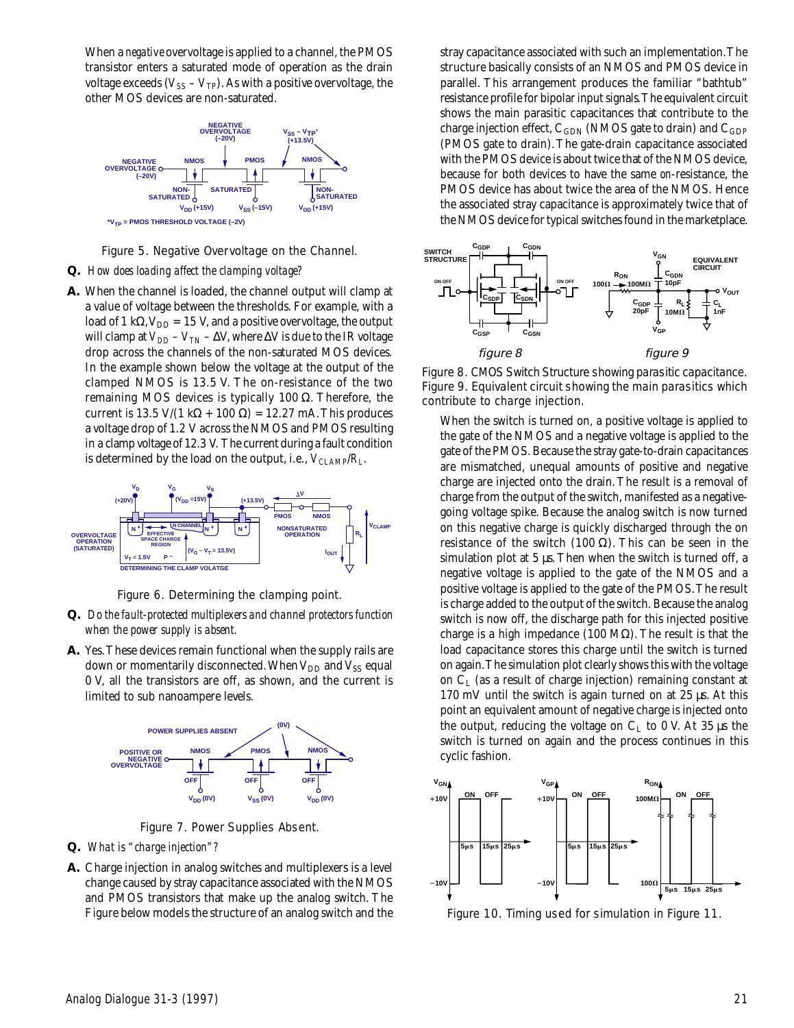When a *negative* overvoltage is applied to a channel, the PMOS transistor enters a saturated mode of operation as the drain voltage exceeds ($V_{SS} - V_{TP}$). As with a positive overvoltage, the other MOS devices are non-saturated.

Figure 5. Negative Overvoltage on the Channel.

**Q.** *How does loading affect the clamping voltage?*

**A.** When the channel is loaded, the channel output will clamp at a value of voltage between the thresholds. For example, with a load of 1 kΩ, $V_{DD}$ = 15 V, and a positive overvoltage, the output will clamp at $V_{DD} - V_{TN} - \Delta V$, where ΔV is due to the IR voltage drop across the channels of the non-saturated MOS devices. In the example shown below the voltage at the output of the clamped NMOS is 13.5 V. The on-resistance of the two remaining MOS devices is typically 100 Ω. Therefore, the current is 13.5 V/(1 kΩ + 100 Ω) = 12.27 mA. This produces a voltage drop of 1.2 V across the NMOS and PMOS resulting in a clamp voltage of 12.3 V. The current during a fault condition is determined by the load on the output, i.e., $V_{CLAMP}/R_L$.

Figure 6. Determining the clamping point.

**Q.** *Do the fault-protected multiplexers and channel protectors function when the power supply is absent.*

**A.** Yes. These devices remain functional when the supply rails are down or momentarily disconnected. When $V_{DD}$ and $V_{SS}$ equal 0 V, all the transistors are off, as shown, and the current is limited to sub nanoampere levels.

Figure 7. Power Supplies Absent.

**Q.** *What is "charge injection"?*

**A.** Charge injection in analog switches and multiplexers is a level change caused by stray capacitance associated with the NMOS and PMOS transistors that make up the analog switch. The Figure below models the structure of an analog switch and the stray capacitance associated with such an implementation. The structure basically consists of an NMOS and PMOS device in parallel. This arrangement produces the familiar "bathtub" resistance profile for bipolar input signals. The equivalent circuit shows the main parasitic capacitances that contribute to the charge injection effect, $C_{GDN}$ (NMOS gate to drain) and $C_{GDP}$ (PMOS gate to drain). The gate-drain capacitance associated with the PMOS device is about twice that of the NMOS device, because for both devices to have the same on-resistance, the PMOS device has about twice the area of the NMOS. Hence the associated stray capacitance is approximately twice that of the NMOS device for typical switches found in the marketplace.

*figure 8* *figure 9*

Figure 8. CMOS Switch Structure showing parasitic capacitance. Figure 9. Equivalent circuit showing the main parasitics which contribute to charge injection.

When the switch is turned on, a positive voltage is applied to the gate of the NMOS and a negative voltage is applied to the gate of the PMOS. Because the stray gate-to-drain capacitances are mismatched, unequal amounts of positive and negative charge are injected onto the drain. The result is a removal of charge from the output of the switch, manifested as a negative-going voltage spike. Because the analog switch is now turned on this negative charge is quickly discharged through the on resistance of the switch (100 Ω). This can be seen in the simulation plot at 5 µs. Then when the switch is turned off, a negative voltage is applied to the gate of the NMOS and a positive voltage is applied to the gate of the PMOS. The result is charge added to the output of the switch. Because the analog switch is now off, the discharge path for this injected positive charge is a high impedance (100 MΩ). The result is that the load capacitance stores this charge until the switch is turned on again. The simulation plot clearly shows this with the voltage on $C_L$ (as a result of charge injection) remaining constant at 170 mV until the switch is again turned on at 25 µs. At this point an equivalent amount of negative charge is injected onto the output, reducing the voltage on $C_L$ to 0 V. At 35 µs the switch is turned on again and the process continues in this cyclic fashion.

Figure 10. Timing used for simulation in Figure 11.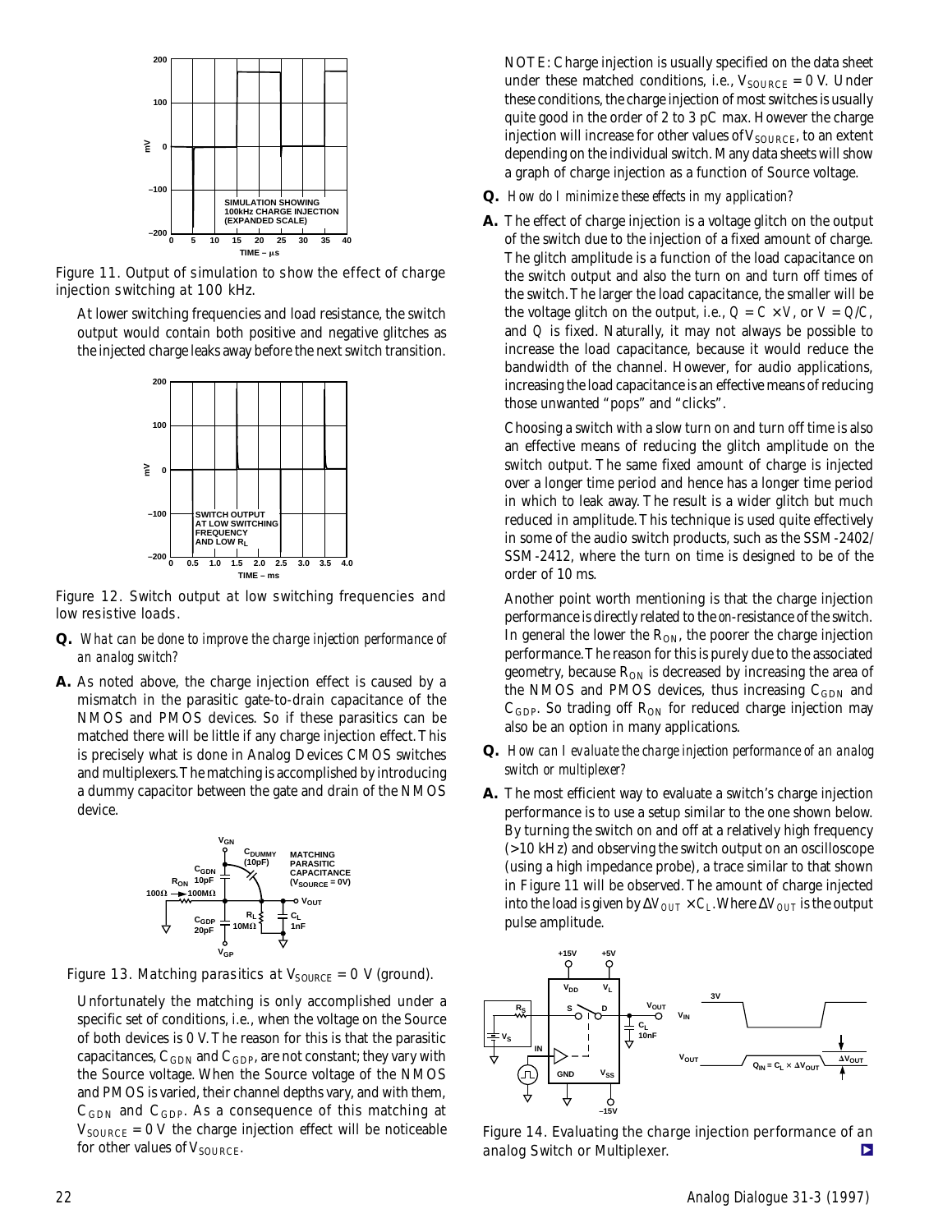200
100
0
–100
–200
mV
0 5 10 15 20 25 30 35 40
TIME – μs
SIMULATION SHOWING 100kHz CHARGE INJECTION (EXPANDED SCALE)

Figure 11. Output of simulation to show the effect of charge injection switching at 100 kHz.

At lower switching frequencies and load resistance, the switch output would contain both positive and negative glitches as the injected charge leaks away before the next switch transition.

200
100
0
–100
–200
mV
0 0.5 1.0 1.5 2.0 2.5 3.0 3.5 4.0
TIME – ms
SWITCH OUTPUT AT LOW SWITCHING FREQUENCY AND LOW $R_L$

Figure 12. Switch output at low switching frequencies and low resistive loads.

**Q.** *What can be done to improve the charge injection performance of an analog switch?*

**A.** As noted above, the charge injection effect is caused by a mismatch in the parasitic gate-to-drain capacitance of the NMOS and PMOS devices. So if these parasitics can be matched there will be little if any charge injection effect. This is precisely what is done in Analog Devices CMOS switches and multiplexers. The matching is accomplished by introducing a dummy capacitor between the gate and drain of the NMOS device.

$V_{GN}$
$C_{DUMMY}$ (10pF)
MATCHING PARASITIC CAPACITANCE ($V_{SOURCE}$ = 0V)
$C_{GDN}$ 10pF
$R_{ON}$ 100Ω → 100MΩ
$V_{OUT}$
$C_{GDP}$ 20pF
$R_L$ 10MΩ
$C_L$ 1nF
$V_{GP}$

Figure 13. Matching parasitics at $V_{SOURCE}$ = 0 V (ground).

Unfortunately the matching is only accomplished under a specific set of conditions, i.e., when the voltage on the Source of both devices is 0 V. The reason for this is that the parasitic capacitances, $C_{GDN}$ and $C_{GDP}$, are not constant; they vary with the Source voltage. When the Source voltage of the NMOS and PMOS is varied, their channel depths vary, and with them, $C_{GDN}$ and $C_{GDP}$. As a consequence of this matching at $V_{SOURCE}$ = 0 V the charge injection effect will be noticeable for other values of $V_{SOURCE}$.

NOTE: Charge injection is usually specified on the data sheet under these matched conditions, i.e., $V_{SOURCE}$ = 0 V. Under these conditions, the charge injection of most switches is usually quite good in the order of 2 to 3 pC max. However the charge injection will increase for other values of $V_{SOURCE}$, to an extent depending on the individual switch. Many data sheets will show a graph of charge injection as a function of Source voltage.

**Q.** *How do I minimize these effects in my application?*

**A.** The effect of charge injection is a voltage glitch on the output of the switch due to the injection of a fixed amount of charge. The glitch amplitude is a function of the load capacitance on the switch output and also the turn on and turn off times of the switch. The larger the load capacitance, the smaller will be the voltage glitch on the output, i.e., $Q = C \times V$, or $V = Q/C$, and $Q$ is fixed. Naturally, it may not always be possible to increase the load capacitance, because it would reduce the bandwidth of the channel. However, for audio applications, increasing the load capacitance is an effective means of reducing those unwanted "pops" and "clicks".

Choosing a switch with a slow turn on and turn off time is also an effective means of reducing the glitch amplitude on the switch output. The same fixed amount of charge is injected over a longer time period and hence has a longer time period in which to leak away. The result is a wider glitch but much reduced in amplitude. This technique is used quite effectively in some of the audio switch products, such as the SSM-2402/SSM-2412, where the turn on time is designed to be of the order of 10 ms.

Another point worth mentioning is that the charge injection performance is directly related to the *on*-resistance of the switch. In general the lower the $R_{ON}$, the poorer the charge injection performance. The reason for this is purely due to the associated geometry, because $R_{ON}$ is decreased by increasing the area of the NMOS and PMOS devices, thus increasing $C_{GDN}$ and $C_{GDP}$. So trading off $R_{ON}$ for reduced charge injection may also be an option in many applications.

**Q.** *How can I evaluate the charge injection performance of an analog switch or multiplexer?*

**A.** The most efficient way to evaluate a switch's charge injection performance is to use a setup similar to the one shown below. By turning the switch on and off at a relatively high frequency (>10 kHz) and observing the switch output on an oscilloscope (using a high impedance probe), a trace similar to that shown in Figure 11 will be observed. The amount of charge injected into the load is given by $\Delta V_{OUT} \times C_L$. Where $\Delta V_{OUT}$ is the output pulse amplitude.

+15V
+5V
$V_{DD}$
$V_L$
$R_S$
S
D
$V_{OUT}$
$C_L$ 10nF
$V_S$
IN
GND
$V_{SS}$
–15V
$V_{IN}$
3V
$V_{OUT}$
$Q_{IN} = C_L \times \Delta V_{OUT}$
$\Delta V_{OUT}$

Figure 14. Evaluating the charge injection performance of an analog Switch or Multiplexer.